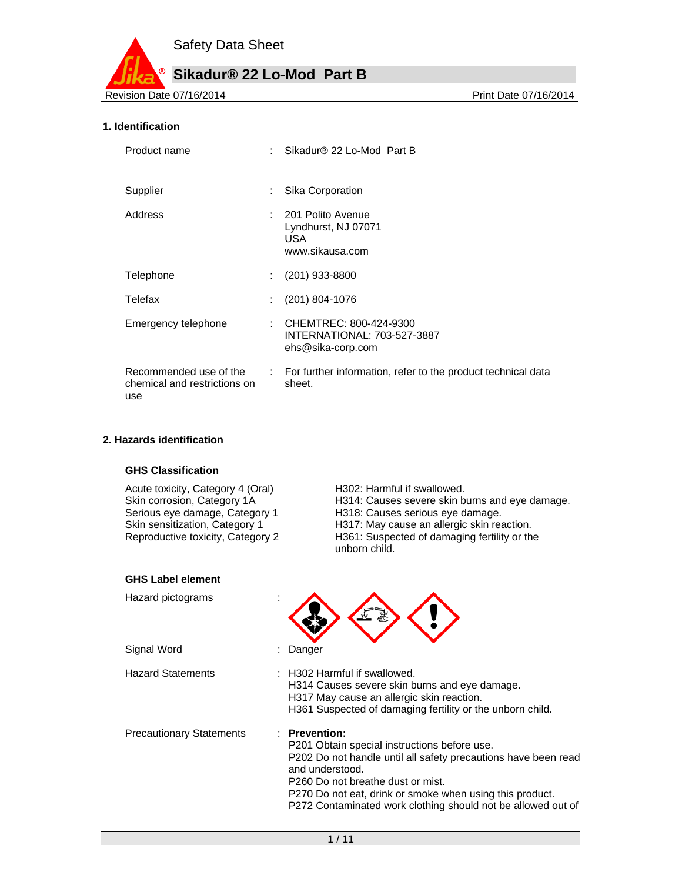# Safety Data Sheet

## Sikadur® 22 Lo-Mod Part B

Revision Date 07/16/2014 | Print Date 07/16/2014

### 1. Identification

| | | |
|---|---|---|
| Product name | : | Sikadur® 22 Lo-Mod Part B |
| Supplier | : | Sika Corporation |
| Address | : | 201 Polito Avenue<br>Lyndhurst, NJ 07071<br>USA<br>www.sikausa.com |
| Telephone | : | (201) 933-8800 |
| Telefax | : | (201) 804-1076 |
| Emergency telephone | : | CHEMTREC: 800-424-9300<br>INTERNATIONAL: 703-527-3887<br>ehs@sika-corp.com |
| Recommended use of the chemical and restrictions on use | : | For further information, refer to the product technical data sheet. |

### 2. Hazards identification

**GHS Classification**

| | |
|---|---|
| Acute toxicity, Category 4 (Oral) | H302: Harmful if swallowed. |
| Skin corrosion, Category 1A | H314: Causes severe skin burns and eye damage. |
| Serious eye damage, Category 1 | H318: Causes serious eye damage. |
| Skin sensitization, Category 1 | H317: May cause an allergic skin reaction. |
| Reproductive toxicity, Category 2 | H361: Suspected of damaging fertility or the unborn child. |

**GHS Label element**

Hazard pictograms :

Signal Word : Danger

Hazard Statements :
H302 Harmful if swallowed.
H314 Causes severe skin burns and eye damage.
H317 May cause an allergic skin reaction.
H361 Suspected of damaging fertility or the unborn child.

Precautionary Statements :
**Prevention:**
P201 Obtain special instructions before use.
P202 Do not handle until all safety precautions have been read and understood.
P260 Do not breathe dust or mist.
P270 Do not eat, drink or smoke when using this product.
P272 Contaminated work clothing should not be allowed out of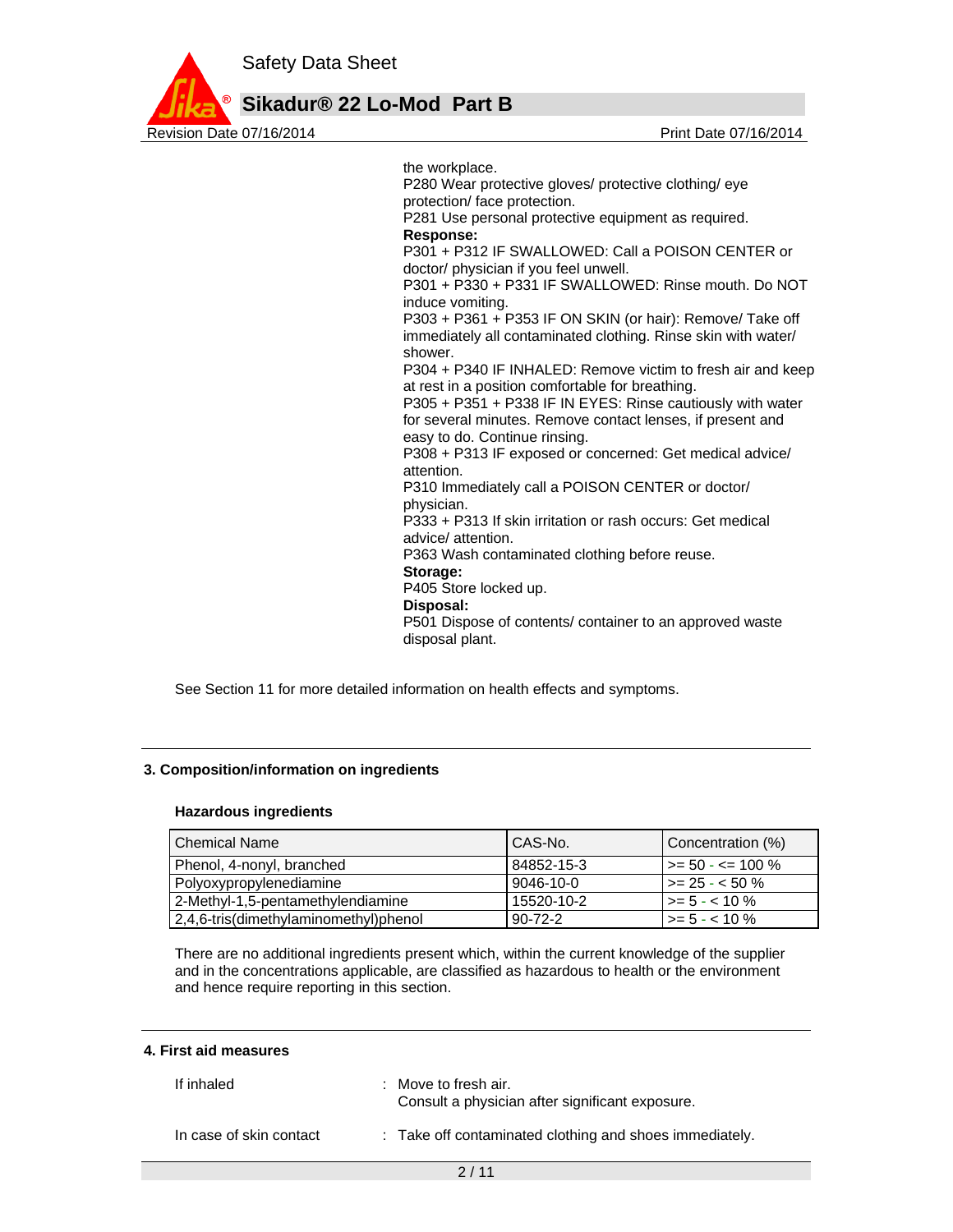the workplace.
P280 Wear protective gloves/ protective clothing/ eye protection/ face protection.
P281 Use personal protective equipment as required.

**Response:**
P301 + P312 IF SWALLOWED: Call a POISON CENTER or doctor/ physician if you feel unwell.
P301 + P330 + P331 IF SWALLOWED: Rinse mouth. Do NOT induce vomiting.
P303 + P361 + P353 IF ON SKIN (or hair): Remove/ Take off immediately all contaminated clothing. Rinse skin with water/ shower.
P304 + P340 IF INHALED: Remove victim to fresh air and keep at rest in a position comfortable for breathing.
P305 + P351 + P338 IF IN EYES: Rinse cautiously with water for several minutes. Remove contact lenses, if present and easy to do. Continue rinsing.
P308 + P313 IF exposed or concerned: Get medical advice/ attention.
P310 Immediately call a POISON CENTER or doctor/ physician.
P333 + P313 If skin irritation or rash occurs: Get medical advice/ attention.
P363 Wash contaminated clothing before reuse.

**Storage:**
P405 Store locked up.

**Disposal:**
P501 Dispose of contents/ container to an approved waste disposal plant.

See Section 11 for more detailed information on health effects and symptoms.

## 3. Composition/information on ingredients

### Hazardous ingredients

| Chemical Name | CAS-No. | Concentration (%) |
|---|---|---|
| Phenol, 4-nonyl, branched | 84852-15-3 | >= 50 - <= 100 % |
| Polyoxypropylenediamine | 9046-10-0 | >= 25 - < 50 % |
| 2-Methyl-1,5-pentamethylendiamine | 15520-10-2 | >= 5 - < 10 % |
| 2,4,6-tris(dimethylaminomethyl)phenol | 90-72-2 | >= 5 - < 10 % |

There are no additional ingredients present which, within the current knowledge of the supplier and in the concentrations applicable, are classified as hazardous to health or the environment and hence require reporting in this section.

## 4. First aid measures

If inhaled : Move to fresh air.
Consult a physician after significant exposure.

In case of skin contact : Take off contaminated clothing and shoes immediately.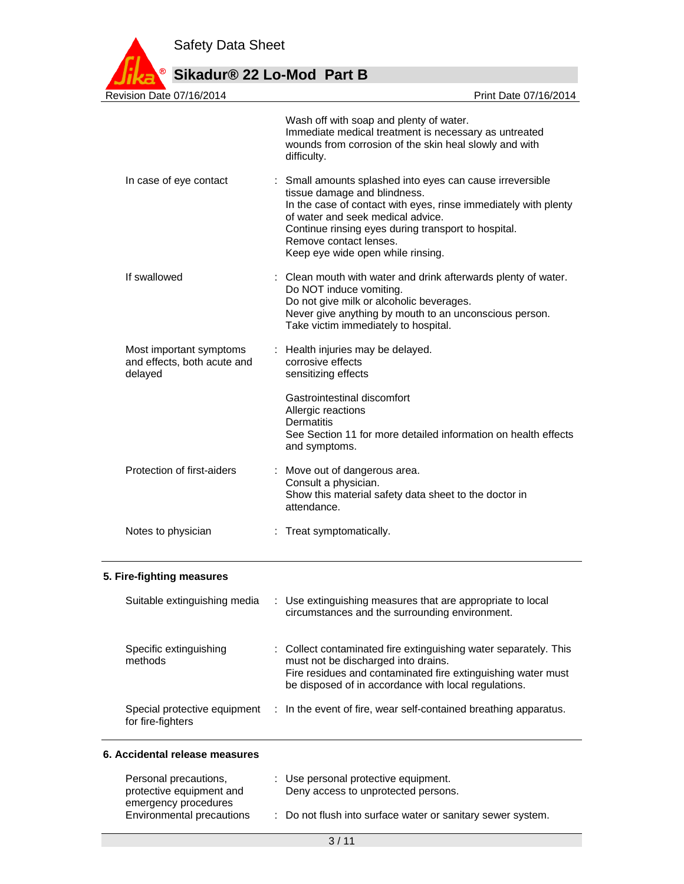| | |
|---|---|
| | Wash off with soap and plenty of water.<br>Immediate medical treatment is necessary as untreated wounds from corrosion of the skin heal slowly and with difficulty. |
| In case of eye contact | : Small amounts splashed into eyes can cause irreversible tissue damage and blindness.<br>In the case of contact with eyes, rinse immediately with plenty of water and seek medical advice.<br>Continue rinsing eyes during transport to hospital.<br>Remove contact lenses.<br>Keep eye wide open while rinsing. |
| If swallowed | : Clean mouth with water and drink afterwards plenty of water.<br>Do NOT induce vomiting.<br>Do not give milk or alcoholic beverages.<br>Never give anything by mouth to an unconscious person.<br>Take victim immediately to hospital. |
| Most important symptoms and effects, both acute and delayed | : Health injuries may be delayed.<br>corrosive effects<br>sensitizing effects<br><br>Gastrointestinal discomfort<br>Allergic reactions<br>Dermatitis<br>See Section 11 for more detailed information on health effects and symptoms. |
| Protection of first-aiders | : Move out of dangerous area.<br>Consult a physician.<br>Show this material safety data sheet to the doctor in attendance. |
| Notes to physician | : Treat symptomatically. |

## 5. Fire-fighting measures

| | |
|---|---|
| Suitable extinguishing media | : Use extinguishing measures that are appropriate to local circumstances and the surrounding environment. |
| Specific extinguishing methods | : Collect contaminated fire extinguishing water separately. This must not be discharged into drains.<br>Fire residues and contaminated fire extinguishing water must be disposed of in accordance with local regulations. |
| Special protective equipment for fire-fighters | : In the event of fire, wear self-contained breathing apparatus. |

## 6. Accidental release measures

| | |
|---|---|
| Personal precautions, protective equipment and emergency procedures | : Use personal protective equipment.<br>Deny access to unprotected persons. |
| Environmental precautions | : Do not flush into surface water or sanitary sewer system. |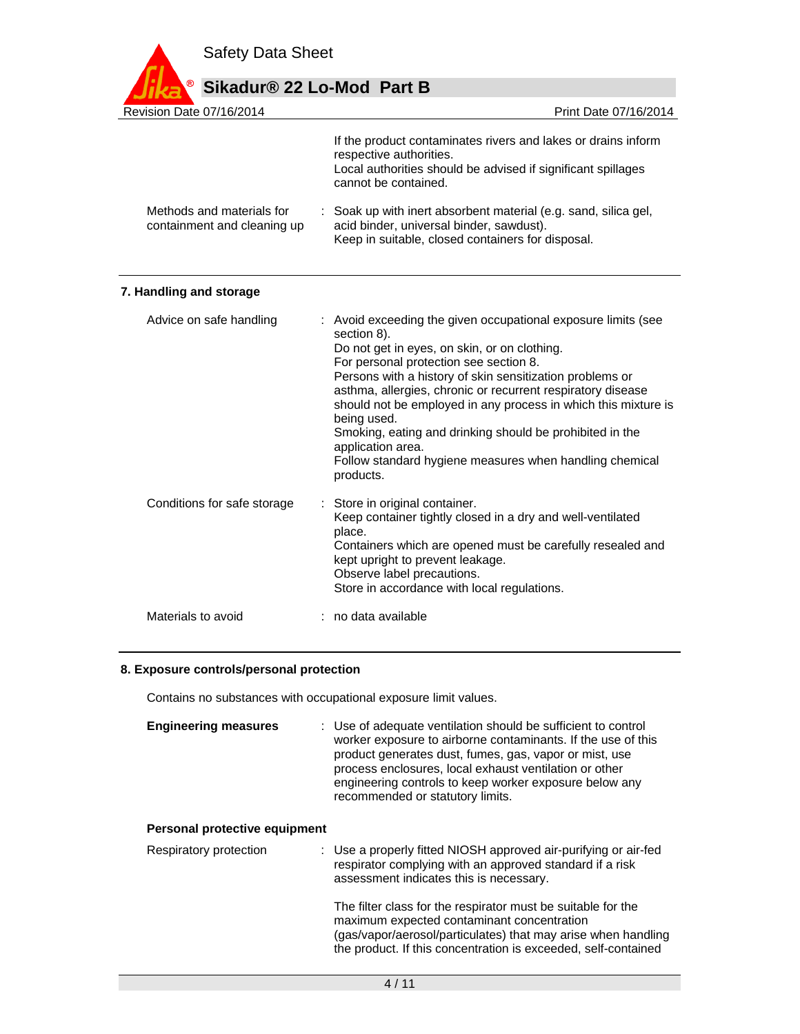If the product contaminates rivers and lakes or drains inform respective authorities.
Local authorities should be advised if significant spillages cannot be contained.

| | |
|---|---|
| Methods and materials for containment and cleaning up | : Soak up with inert absorbent material (e.g. sand, silica gel, acid binder, universal binder, sawdust).<br>Keep in suitable, closed containers for disposal. |

## 7. Handling and storage

| | |
|---|---|
| Advice on safe handling | : Avoid exceeding the given occupational exposure limits (see section 8).<br>Do not get in eyes, on skin, or on clothing.<br>For personal protection see section 8.<br>Persons with a history of skin sensitization problems or asthma, allergies, chronic or recurrent respiratory disease should not be employed in any process in which this mixture is being used.<br>Smoking, eating and drinking should be prohibited in the application area.<br>Follow standard hygiene measures when handling chemical products. |
| Conditions for safe storage | : Store in original container.<br>Keep container tightly closed in a dry and well-ventilated place.<br>Containers which are opened must be carefully resealed and kept upright to prevent leakage.<br>Observe label precautions.<br>Store in accordance with local regulations. |
| Materials to avoid | : no data available |

## 8. Exposure controls/personal protection

Contains no substances with occupational exposure limit values.

| | |
|---|---|
| **Engineering measures** | : Use of adequate ventilation should be sufficient to control worker exposure to airborne contaminants. If the use of this product generates dust, fumes, gas, vapor or mist, use process enclosures, local exhaust ventilation or other engineering controls to keep worker exposure below any recommended or statutory limits. |

**Personal protective equipment**

| | |
|---|---|
| Respiratory protection | : Use a properly fitted NIOSH approved air-purifying or air-fed respirator complying with an approved standard if a risk assessment indicates this is necessary.<br><br>The filter class for the respirator must be suitable for the maximum expected contaminant concentration (gas/vapor/aerosol/particulates) that may arise when handling the product. If this concentration is exceeded, self-contained |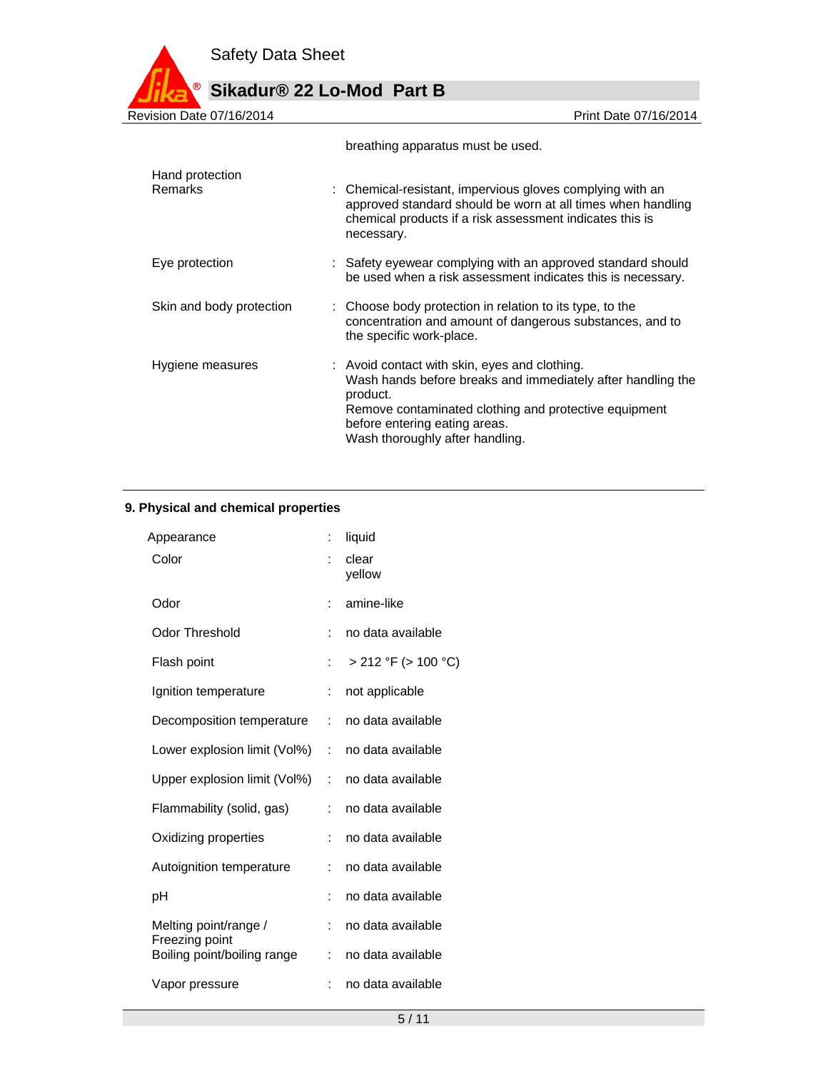breathing apparatus must be used.

| | |
|---|---|
| Hand protection<br>Remarks | : Chemical-resistant, impervious gloves complying with an approved standard should be worn at all times when handling chemical products if a risk assessment indicates this is necessary. |
| Eye protection | : Safety eyewear complying with an approved standard should be used when a risk assessment indicates this is necessary. |
| Skin and body protection | : Choose body protection in relation to its type, to the concentration and amount of dangerous substances, and to the specific work-place. |
| Hygiene measures | : Avoid contact with skin, eyes and clothing.<br>Wash hands before breaks and immediately after handling the product.<br>Remove contaminated clothing and protective equipment before entering eating areas.<br>Wash thoroughly after handling. |

## 9. Physical and chemical properties

| | |
|---|---|
| Appearance | : liquid |
| Color | : clear<br>yellow |
| Odor | : amine-like |
| Odor Threshold | : no data available |
| Flash point | : > 212 °F (> 100 °C) |
| Ignition temperature | : not applicable |
| Decomposition temperature | : no data available |
| Lower explosion limit (Vol%) | : no data available |
| Upper explosion limit (Vol%) | : no data available |
| Flammability (solid, gas) | : no data available |
| Oxidizing properties | : no data available |
| Autoignition temperature | : no data available |
| pH | : no data available |
| Melting point/range / Freezing point | : no data available |
| Boiling point/boiling range | : no data available |
| Vapor pressure | : no data available |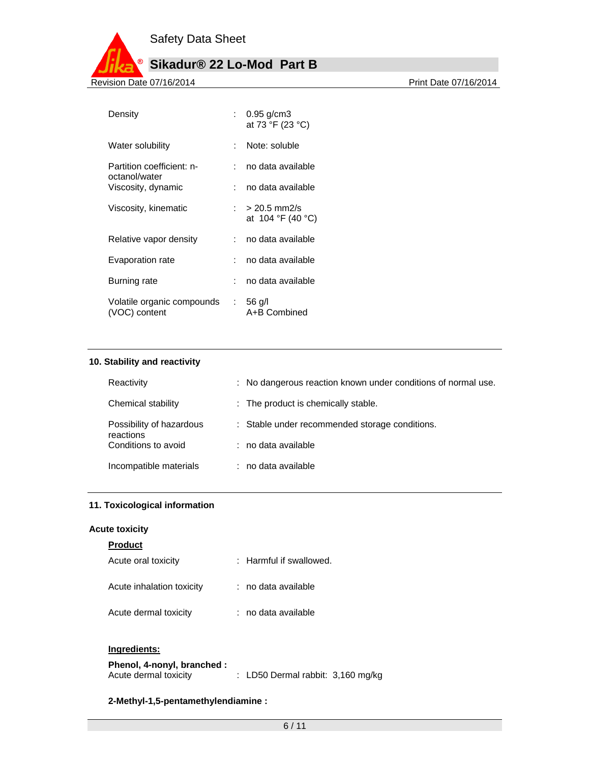| | | |
|---|---|---|
| Density | : | 0.95 g/cm3<br>at 73 °F (23 °C) |
| Water solubility | : | Note: soluble |
| Partition coefficient: n-octanol/water | : | no data available |
| Viscosity, dynamic | : | no data available |
| Viscosity, kinematic | : | > 20.5 mm2/s<br>at 104 °F (40 °C) |
| Relative vapor density | : | no data available |
| Evaporation rate | : | no data available |
| Burning rate | : | no data available |
| Volatile organic compounds (VOC) content | : | 56 g/l<br>A+B Combined |

## 10. Stability and reactivity

| | | |
|---|---|---|
| Reactivity | : | No dangerous reaction known under conditions of normal use. |
| Chemical stability | : | The product is chemically stable. |
| Possibility of hazardous reactions | : | Stable under recommended storage conditions. |
| Conditions to avoid | : | no data available |
| Incompatible materials | : | no data available |

## 11. Toxicological information

### Acute toxicity

**Product**

| | | |
|---|---|---|
| Acute oral toxicity | : | Harmful if swallowed. |
| Acute inhalation toxicity | : | no data available |
| Acute dermal toxicity | : | no data available |

**Ingredients:**

**Phenol, 4-nonyl, branched :**
Acute dermal toxicity : LD50 Dermal rabbit: 3,160 mg/kg

**2-Methyl-1,5-pentamethylendiamine :**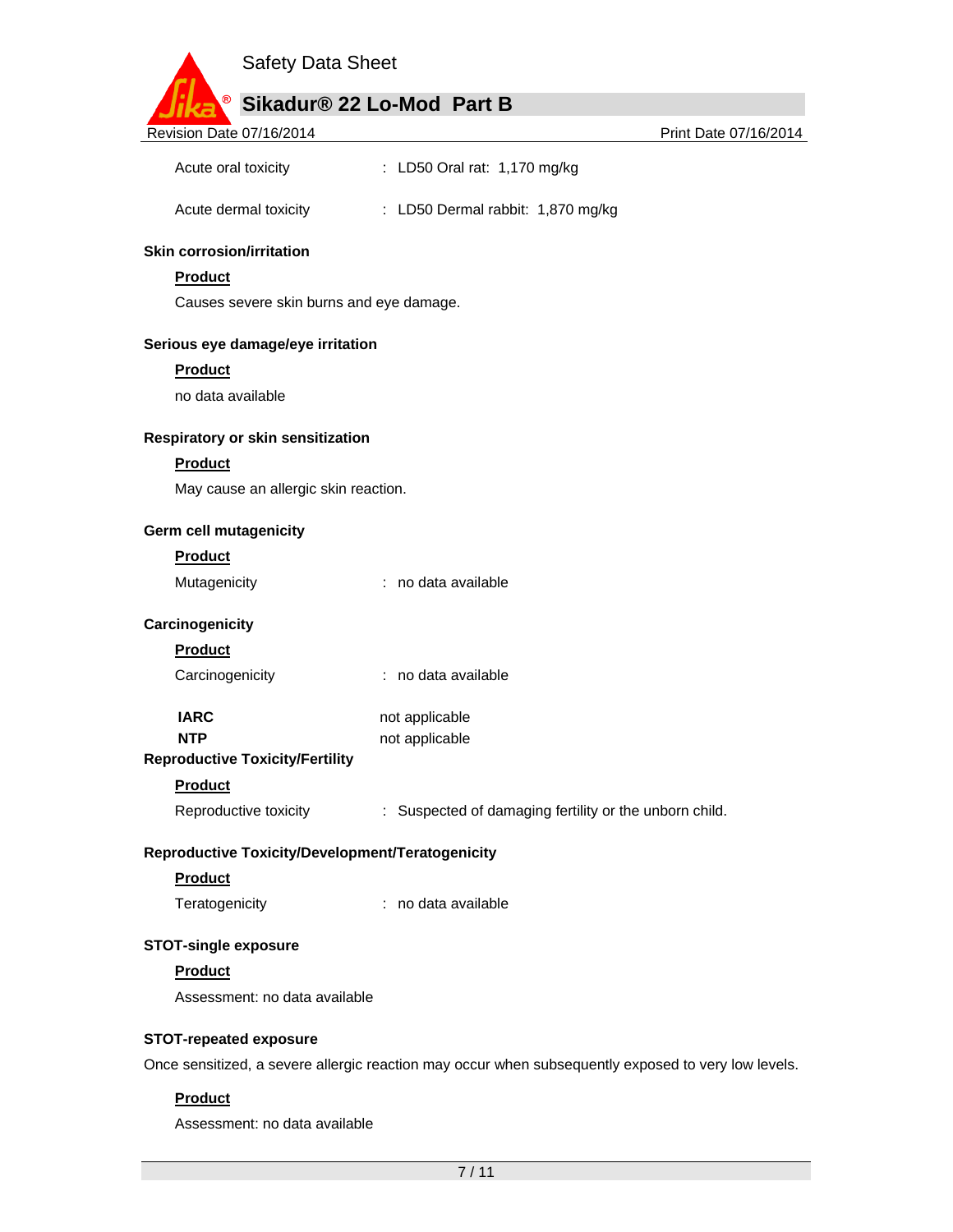Acute oral toxicity : LD50 Oral rat: 1,170 mg/kg

Acute dermal toxicity : LD50 Dermal rabbit: 1,870 mg/kg

**Skin corrosion/irritation**

**Product**

Causes severe skin burns and eye damage.

**Serious eye damage/eye irritation**

**Product**

no data available

**Respiratory or skin sensitization**

**Product**

May cause an allergic skin reaction.

**Germ cell mutagenicity**

**Product**

Mutagenicity : no data available

**Carcinogenicity**

**Product**

Carcinogenicity : no data available

**IARC** not applicable

**NTP** not applicable

**Reproductive Toxicity/Fertility**

**Product**

Reproductive toxicity : Suspected of damaging fertility or the unborn child.

**Reproductive Toxicity/Development/Teratogenicity**

**Product**

Teratogenicity : no data available

**STOT-single exposure**

**Product**

Assessment: no data available

**STOT-repeated exposure**

Once sensitized, a severe allergic reaction may occur when subsequently exposed to very low levels.

**Product**

Assessment: no data available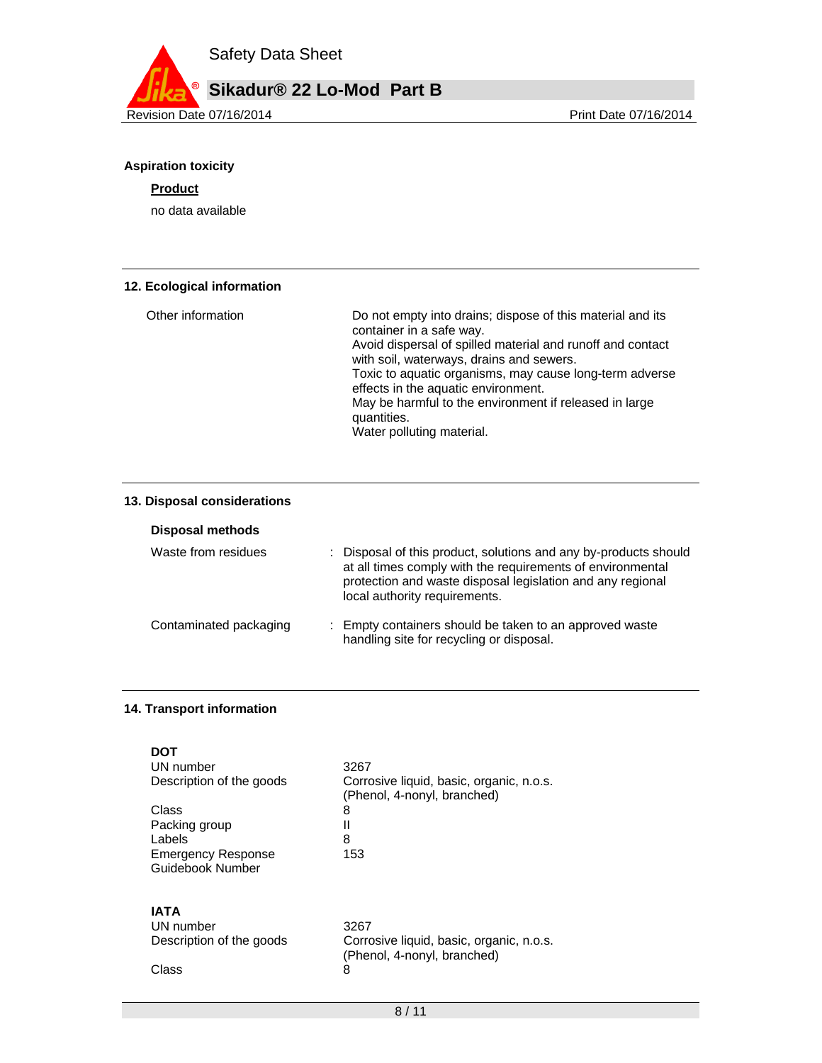**Aspiration toxicity**

**Product**

no data available

## 12. Ecological information

| | |
|---|---|
| Other information | Do not empty into drains; dispose of this material and its container in a safe way.<br>Avoid dispersal of spilled material and runoff and contact with soil, waterways, drains and sewers.<br>Toxic to aquatic organisms, may cause long-term adverse effects in the aquatic environment.<br>May be harmful to the environment if released in large quantities.<br>Water polluting material. |

## 13. Disposal considerations

**Disposal methods**

| | |
|---|---|
| Waste from residues | : Disposal of this product, solutions and any by-products should at all times comply with the requirements of environmental protection and waste disposal legislation and any regional local authority requirements. |
| Contaminated packaging | : Empty containers should be taken to an approved waste handling site for recycling or disposal. |

## 14. Transport information

**DOT**

| | |
|---|---|
| UN number | 3267 |
| Description of the goods | Corrosive liquid, basic, organic, n.o.s. (Phenol, 4-nonyl, branched) |
| Class | 8 |
| Packing group | II |
| Labels | 8 |
| Emergency Response Guidebook Number | 153 |

**IATA**

| | |
|---|---|
| UN number | 3267 |
| Description of the goods | Corrosive liquid, basic, organic, n.o.s. (Phenol, 4-nonyl, branched) |
| Class | 8 |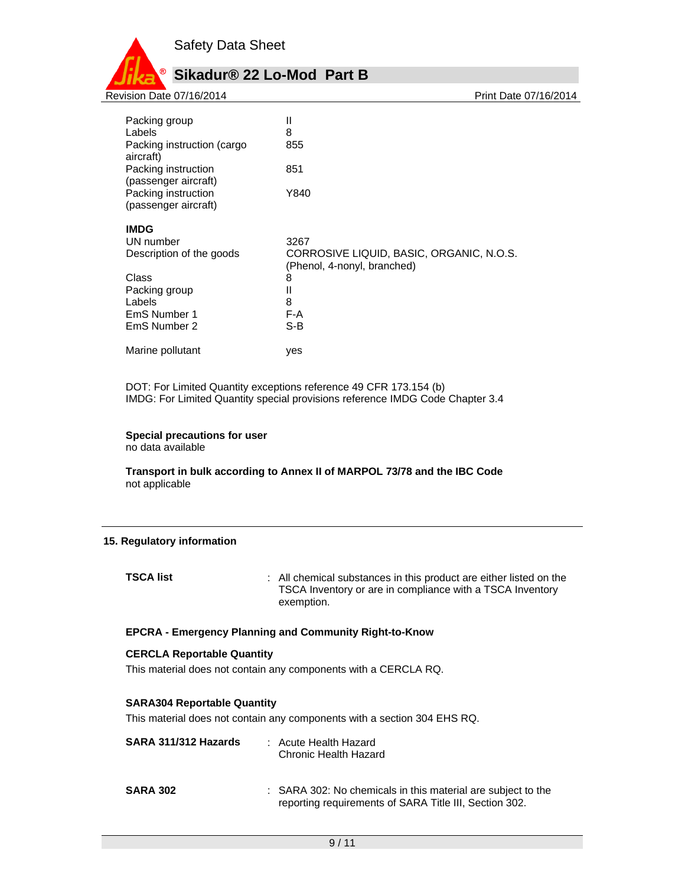| | |
|---|---|
| Packing group | II |
| Labels | 8 |
| Packing instruction (cargo aircraft) | 855 |
| Packing instruction (passenger aircraft) | 851 |
| Packing instruction (passenger aircraft) | Y840 |

**IMDG**

| | |
|---|---|
| UN number | 3267 |
| Description of the goods | CORROSIVE LIQUID, BASIC, ORGANIC, N.O.S. (Phenol, 4-nonyl, branched) |
| Class | 8 |
| Packing group | II |
| Labels | 8 |
| EmS Number 1 | F-A |
| EmS Number 2 | S-B |
| Marine pollutant | yes |

DOT: For Limited Quantity exceptions reference 49 CFR 173.154 (b)
IMDG: For Limited Quantity special provisions reference IMDG Code Chapter 3.4

**Special precautions for user**
no data available

**Transport in bulk according to Annex II of MARPOL 73/78 and the IBC Code**
not applicable

## 15. Regulatory information

**TSCA list** : All chemical substances in this product are either listed on the TSCA Inventory or are in compliance with a TSCA Inventory exemption.

**EPCRA - Emergency Planning and Community Right-to-Know**

**CERCLA Reportable Quantity**
This material does not contain any components with a CERCLA RQ.

**SARA304 Reportable Quantity**
This material does not contain any components with a section 304 EHS RQ.

**SARA 311/312 Hazards** : Acute Health Hazard
Chronic Health Hazard

**SARA 302** : SARA 302: No chemicals in this material are subject to the reporting requirements of SARA Title III, Section 302.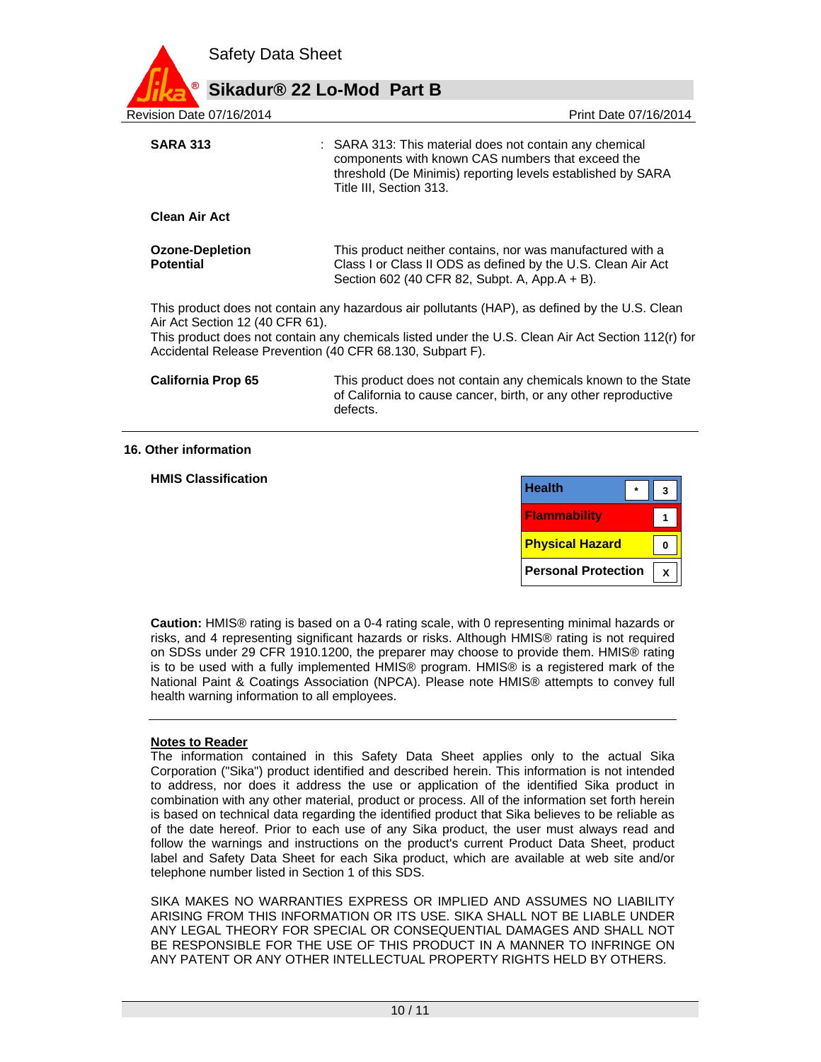**SARA 313** : SARA 313: This material does not contain any chemical components with known CAS numbers that exceed the threshold (De Minimis) reporting levels established by SARA Title III, Section 313.

**Clean Air Act**

**Ozone-Depletion Potential** This product neither contains, nor was manufactured with a Class I or Class II ODS as defined by the U.S. Clean Air Act Section 602 (40 CFR 82, Subpt. A, App.A + B).

This product does not contain any hazardous air pollutants (HAP), as defined by the U.S. Clean Air Act Section 12 (40 CFR 61).
This product does not contain any chemicals listed under the U.S. Clean Air Act Section 112(r) for Accidental Release Prevention (40 CFR 68.130, Subpart F).

**California Prop 65** This product does not contain any chemicals known to the State of California to cause cancer, birth, or any other reproductive defects.

## 16. Other information

**HMIS Classification**

| | | |
|---|---|---|
| Health | * | 3 |
| Flammability | | 1 |
| Physical Hazard | | 0 |
| Personal Protection | | X |

**Caution:** HMIS® rating is based on a 0-4 rating scale, with 0 representing minimal hazards or risks, and 4 representing significant hazards or risks. Although HMIS® rating is not required on SDSs under 29 CFR 1910.1200, the preparer may choose to provide them. HMIS® rating is to be used with a fully implemented HMIS® program. HMIS® is a registered mark of the National Paint & Coatings Association (NPCA). Please note HMIS® attempts to convey full health warning information to all employees.

**Notes to Reader**

The information contained in this Safety Data Sheet applies only to the actual Sika Corporation ("Sika") product identified and described herein. This information is not intended to address, nor does it address the use or application of the identified Sika product in combination with any other material, product or process. All of the information set forth herein is based on technical data regarding the identified product that Sika believes to be reliable as of the date hereof. Prior to each use of any Sika product, the user must always read and follow the warnings and instructions on the product's current Product Data Sheet, product label and Safety Data Sheet for each Sika product, which are available at web site and/or telephone number listed in Section 1 of this SDS.

SIKA MAKES NO WARRANTIES EXPRESS OR IMPLIED AND ASSUMES NO LIABILITY ARISING FROM THIS INFORMATION OR ITS USE. SIKA SHALL NOT BE LIABLE UNDER ANY LEGAL THEORY FOR SPECIAL OR CONSEQUENTIAL DAMAGES AND SHALL NOT BE RESPONSIBLE FOR THE USE OF THIS PRODUCT IN A MANNER TO INFRINGE ON ANY PATENT OR ANY OTHER INTELLECTUAL PROPERTY RIGHTS HELD BY OTHERS.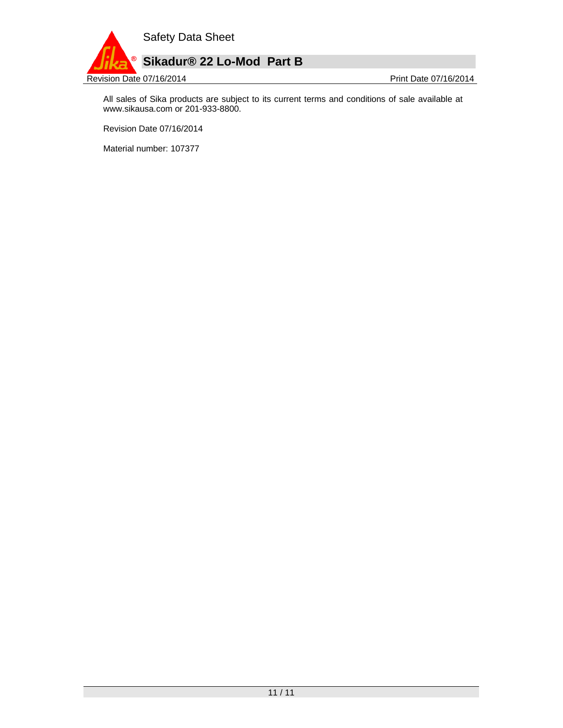All sales of Sika products are subject to its current terms and conditions of sale available at www.sikausa.com or 201-933-8800.

Revision Date 07/16/2014

Material number: 107377